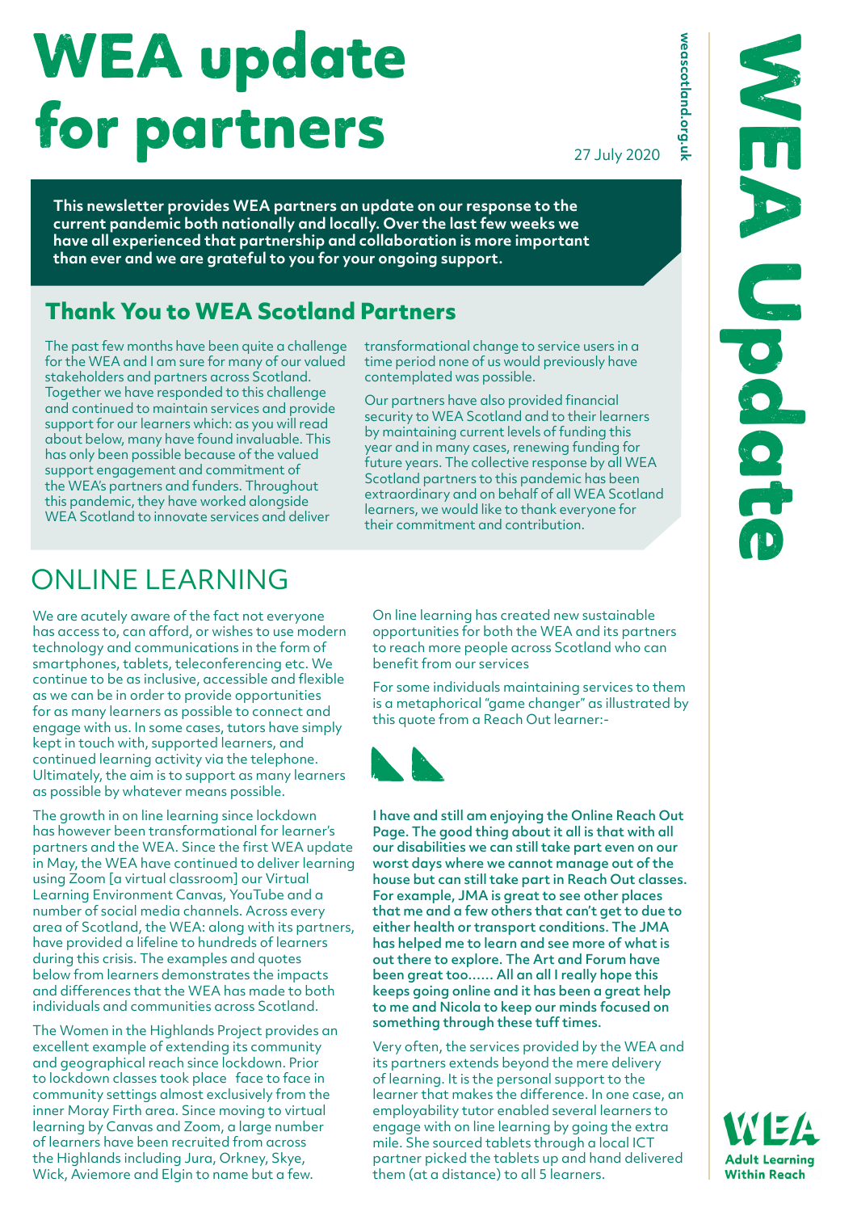# WEA update for partners

27 July 2020

weascotland.org.uk

**This newsletter provides WEA partners an update on our response to the current pandemic both nationally and locally. Over the last few weeks we have all experienced that partnership and collaboration is more important than ever and we are grateful to you for your ongoing support.**

## Thank You to WEA Scotland Partners

The past few months have been quite a challenge for the WEA and I am sure for many of our valued stakeholders and partners across Scotland. Together we have responded to this challenge and continued to maintain services and provide support for our learners which: as you will read about below, many have found invaluable. This has only been possible because of the valued support engagement and commitment of the WEA's partners and funders. Throughout this pandemic, they have worked alongside WEA Scotland to innovate services and deliver transformational change to service users in a time period none of us would previously have contemplated was possible.

Our partners have also provided financial security to WEA Scotland and to their learners by maintaining current levels of funding this year and in many cases, renewing funding for future years. The collective response by all WEA Scotland partners to this pandemic has been extraordinary and on behalf of all WEA Scotland learners, we would like to thank everyone for their commitment and contribution.

## ONLINE LEARNING

We are acutely aware of the fact not everyone has access to, can afford, or wishes to use modern technology and communications in the form of smartphones, tablets, teleconferencing etc. We continue to be as inclusive, accessible and flexible as we can be in order to provide opportunities for as many learners as possible to connect and engage with us. In some cases, tutors have simply kept in touch with, supported learners, and continued learning activity via the telephone. Ultimately, the aim is to support as many learners as possible by whatever means possible.

The growth in on line learning since lockdown has however been transformational for learner's partners and the WEA. Since the first WEA update in May, the WEA have continued to deliver learning using Zoom [a virtual classroom] our Virtual Learning Environment Canvas, YouTube and a number of social media channels. Across every area of Scotland, the WEA: along with its partners, have provided a lifeline to hundreds of learners during this crisis. The examples and quotes below from learners demonstrates the impacts and differences that the WEA has made to both individuals and communities across Scotland.

The Women in the Highlands Project provides an excellent example of extending its community and geographical reach since lockdown. Prior to lockdown classes took place face to face in community settings almost exclusively from the inner Moray Firth area. Since moving to virtual learning by Canvas and Zoom, a large number of learners have been recruited from across the Highlands including Jura, Orkney, Skye, Wick, Aviemore and Elgin to name but a few.

On line learning has created new sustainable opportunities for both the WEA and its partners to reach more people across Scotland who can benefit from our services

For some individuals maintaining services to them is a metaphorical "game changer" as illustrated by this quote from a Reach Out learner:-

**I have and still am enjoying the Online Reach Out Page. The good thing about it all is that with all our disabilities we can still take part even on our worst days where we cannot manage out of the house but can still take part in Reach Out classes. For example, JMA is great to see other places that me and a few others that can't get to due to either health or transport conditions. The JMA has helped me to learn and see more of what is out there to explore. The Art and Forum have been great too...... All an all I really hope this keeps going online and it has been a great help to me and Nicola to keep our minds focused on something through these tuff times.**

Very often, the services provided by the WEA and its partners extends beyond the mere delivery of learning. It is the personal support to the learner that makes the difference. In one case, an employability tutor enabled several learners to engage with on line learning by going the extra mile. She sourced tablets through a local ICT partner picked the tablets up and hand delivered them (at a distance) to all 5 learners.

WEA Update

WEA Adult Learning Within Reach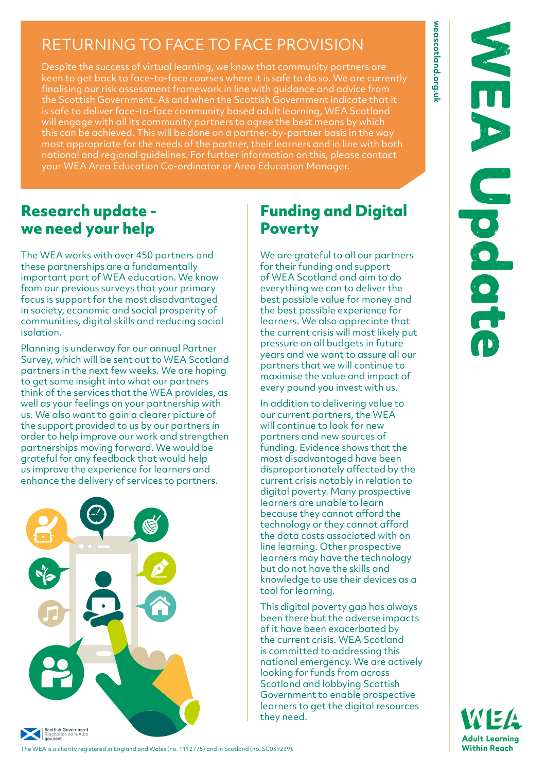## RETURNING TO FACE TO FACE PROVISION

Despite the success of virtual learning, we know that community partners are keen to get back to face-to-face courses where it is safe to do so. We are currently finalising our risk assessment framework in line with guidance and advice from the Scottish Government. As and when the Scottish Government indicate that it is safe to deliver face-to-face community based adult learning, WEA Scotland will engage with all its community partners to agree the best means by which this can be achieved. This will be done on a partner-by-partner basis in the way most appropriate for the needs of the partner, their learners and in line with both national and regional guidelines. For further information on this, please contact your WEA Area Education Co-ordinator or Area Education Manager.

## Research update - we need your help

The WEA works with over 450 partners and these partnerships are a fundamentally important part of WEA education. We know from our previous surveys that your primary focus is support for the most disadvantaged in society, economic and social prosperity of communities, digital skills and reducing social isolation.

Planning is underway for our annual Partner Survey, which will be sent out to WEA Scotland partners in the next few weeks. We are hoping to get some insight into what our partners think of the services that the WEA provides, as well as your feelings on your partnership with us. We also want to gain a clearer picture of the support provided to us by our partners in order to help improve our work and strengthen partnerships moving forward. We would be grateful for any feedback that would help us improve the experience for learners and enhance the delivery of services to partners.

## Funding and Digital Poverty

We are grateful to all our partners for their funding and support of WEA Scotland and aim to do everything we can to deliver the best possible value for money and the best possible experience for learners. We also appreciate that the current crisis will most likely put pressure on all budgets in future years and we want to assure all our partners that we will continue to maximise the value and impact of every pound you invest with us.

In addition to delivering value to our current partners, the WEA will continue to look for new partners and new sources of funding. Evidence shows that the most disadvantaged have been disproportionately affected by the current crisis notably in relation to digital poverty. Many prospective learners are unable to learn because they cannot afford the technology or they cannot afford the data costs associated with on line learning. Other prospective learners may have the technology but do not have the skills and knowledge to use their devices as a tool for learning.

This digital poverty gap has always been there but the adverse impacts of it have been exacerbated by the current crisis. WEA Scotland is committed to addressing this national emergency. We are actively looking for funds from across Scotland and lobbying Scottish Government to enable prospective learners to get the digital resources they need.

Scottish Government
Riaghaltas na h-Alba
gov.scot

The WEA is a charity registered in England and Wales (no. 1112775) and in Scotland (no. SC039239).

# WEA Update

weascotland.org.uk

WEA
Adult Learning Within Reach